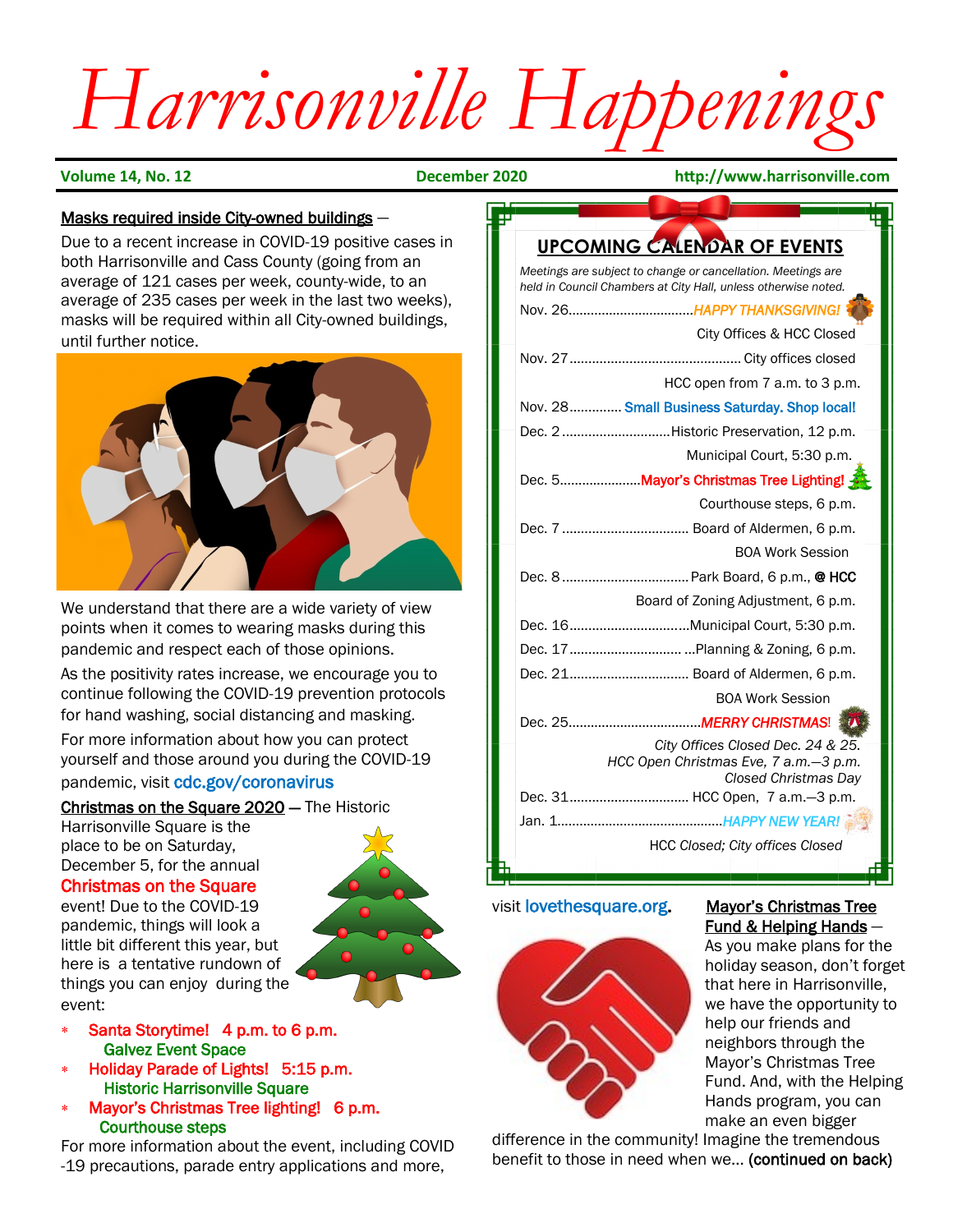# Harrisonville Happenings

**Volume 14, No. 12** | **December 2020** | **http://www.harrisonville.com**

**Masks required inside City-owned buildings** —

Due to a recent increase in COVID-19 positive cases in both Harrisonville and Cass County (going from an average of 121 cases per week, county-wide, to an average of 235 cases per week in the last two weeks), masks will be required within all City-owned buildings, until further notice.

We understand that there are a wide variety of view points when it comes to wearing masks during this pandemic and respect each of those opinions.

As the positivity rates increase, we encourage you to continue following the COVID-19 prevention protocols for hand washing, social distancing and masking.

For more information about how you can protect yourself and those around you during the COVID-19 pandemic, visit cdc.gov/coronavirus

**Christmas on the Square 2020** — The Historic Harrisonville Square is the place to be on Saturday, December 5, for the annual **Christmas on the Square** event! Due to the COVID-19 pandemic, things will look a little bit different this year, but here is a tentative rundown of things you can enjoy during the event:

* **Santa Storytime! 4 p.m. to 6 p.m.**
  Galvez Event Space
* **Holiday Parade of Lights! 5:15 p.m.**
  Historic Harrisonville Square
* **Mayor's Christmas Tree lighting! 6 p.m.**
  Courthouse steps

For more information about the event, including COVID-19 precautions, parade entry applications and more, visit lovethesquare.org.

## UPCOMING CALENDAR OF EVENTS

*Meetings are subject to change or cancellation. Meetings are held in Council Chambers at City Hall, unless otherwise noted.*

| | |
|---|---|
| Nov. 26 | *HAPPY THANKSGIVING!* City Offices & HCC Closed |
| Nov. 27 | City offices closed; HCC open from 7 a.m. to 3 p.m. |
| Nov. 28 | Small Business Saturday. Shop local! |
| Dec. 2 | Historic Preservation, 12 p.m.; Municipal Court, 5:30 p.m. |
| Dec. 5 | Mayor's Christmas Tree Lighting! Courthouse steps, 6 p.m. |
| Dec. 7 | Board of Aldermen, 6 p.m. BOA Work Session |
| Dec. 8 | Park Board, 6 p.m., @ HCC; Board of Zoning Adjustment, 6 p.m. |
| Dec. 16 | Municipal Court, 5:30 p.m. |
| Dec. 17 | Planning & Zoning, 6 p.m. |
| Dec. 21 | Board of Aldermen, 6 p.m. BOA Work Session |
| Dec. 25 | *MERRY CHRISTMAS!* *City Offices Closed Dec. 24 & 25. HCC Open Christmas Eve, 7 a.m.—3 p.m. Closed Christmas Day* |
| Dec. 31 | HCC Open, 7 a.m.—3 p.m. |
| Jan. 1 | *HAPPY NEW YEAR!* HCC *Closed; City offices Closed* |

**Mayor's Christmas Tree Fund & Helping Hands** — As you make plans for the holiday season, don't forget that here in Harrisonville, we have the opportunity to help our friends and neighbors through the Mayor's Christmas Tree Fund. And, with the Helping Hands program, you can make an even bigger difference in the community! Imagine the tremendous benefit to those in need when we... **(continued on back)**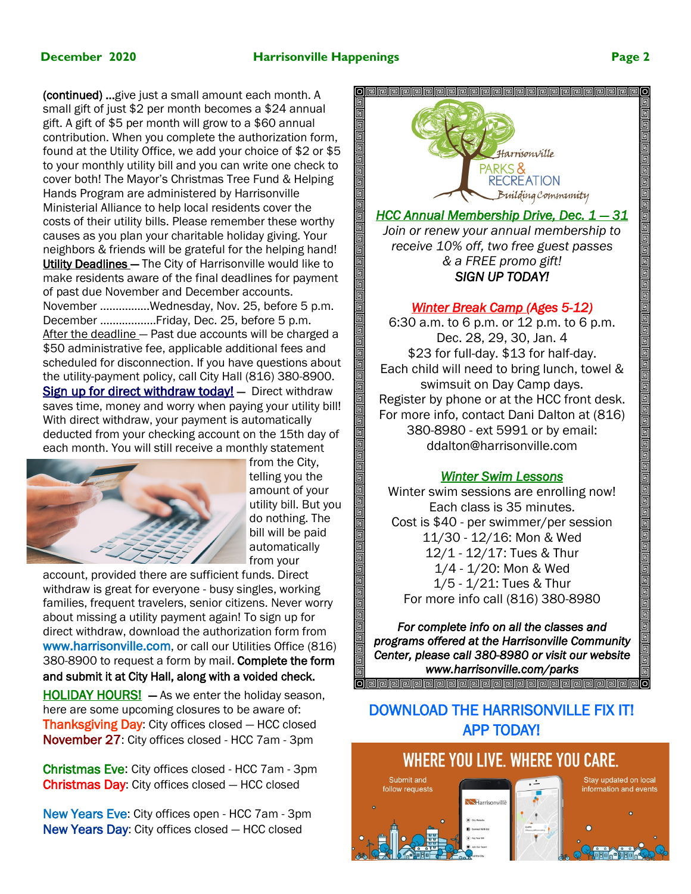(continued) ...give just a small amount each month. A small gift of just $2 per month becomes a $24 annual gift. A gift of $5 per month will grow to a $60 annual contribution. When you complete the authorization form, found at the Utility Office, we add your choice of $2 or $5 to your monthly utility bill and you can write one check to cover both! The Mayor's Christmas Tree Fund & Helping Hands Program are administered by Harrisonville Ministerial Alliance to help local residents cover the costs of their utility bills. Please remember these worthy causes as you plan your charitable holiday giving. Your neighbors & friends will be grateful for the helping hand!

**Utility Deadlines** — The City of Harrisonville would like to make residents aware of the final deadlines for payment of past due November and December accounts.

November ................Wednesday, Nov. 25, before 5 p.m.
December .................Friday, Dec. 25, before 5 p.m.

After the deadline — Past due accounts will be charged a $50 administrative fee, applicable additional fees and scheduled for disconnection. If you have questions about the utility-payment policy, call City Hall (816) 380-8900.

**Sign up for direct withdraw today!** — Direct withdraw saves time, money and worry when paying your utility bill! With direct withdraw, your payment is automatically deducted from your checking account on the 15th day of each month. You will still receive a monthly statement from the City, telling you the amount of your utility bill. But you do nothing. The bill will be paid automatically from your account, provided there are sufficient funds. Direct withdraw is great for everyone - busy singles, working families, frequent travelers, senior citizens. Never worry about missing a utility payment again! To sign up for direct withdraw, download the authorization form from www.harrisonville.com, or call our Utilities Office (816) 380-8900 to request a form by mail. **Complete the form and submit it at City Hall, along with a voided check.**

**HOLIDAY HOURS!** — As we enter the holiday season, here are some upcoming closures to be aware of:

Thanksgiving Day: City offices closed — HCC closed
November 27: City offices closed - HCC 7am - 3pm

Christmas Eve: City offices closed - HCC 7am - 3pm
Christmas Day: City offices closed — HCC closed

New Years Eve: City offices open - HCC 7am - 3pm
New Years Day: City offices closed — HCC closed

Harrisonville PARKS & RECREATION Building Community

**HCC Annual Membership Drive, Dec. 1 — 31**

*Join or renew your annual membership to receive 10% off, two free guest passes & a FREE promo gift!*
***SIGN UP TODAY!***

***Winter Break Camp (Ages 5-12)***

6:30 a.m. to 6 p.m. or 12 p.m. to 6 p.m.
Dec. 28, 29, 30, Jan. 4
$23 for full-day. $13 for half-day.
Each child will need to bring lunch, towel & swimsuit on Day Camp days.
Register by phone or at the HCC front desk.
For more info, contact Dani Dalton at (816) 380-8980 - ext 5991 or by email: ddalton@harrisonville.com

***Winter Swim Lessons***

Winter swim sessions are enrolling now!
Each class is 35 minutes.
Cost is $40 - per swimmer/per session
11/30 - 12/16: Mon & Wed
12/1 - 12/17: Tues & Thur
1/4 - 1/20: Mon & Wed
1/5 - 1/21: Tues & Thur
For more info call (816) 380-8980

*For complete info on all the classes and programs offered at the Harrisonville Community Center, please call 380-8980 or visit our website www.harrisonville.com/parks*

DOWNLOAD THE HARRISONVILLE FIX IT! APP TODAY!

WHERE YOU LIVE. WHERE YOU CARE.

Submit and follow requests

Stay updated on local information and events